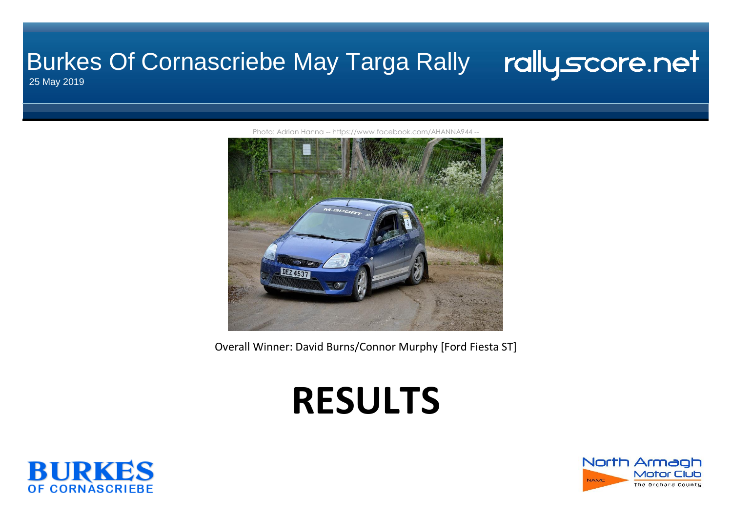# Burkes Of Cornascriebe May Targa Rally

25 May 2019

rallyscore.net

Photo: Adrian Hanna -- https://www.facebook.com/AHANNA944 --

Overall Winner: David Burns/Connor Murphy [Ford Fiesta ST]

# RESULTS

BURKES OF CORNASCRIEBE

North Armagh Motor Club
NAMC
The Orchard County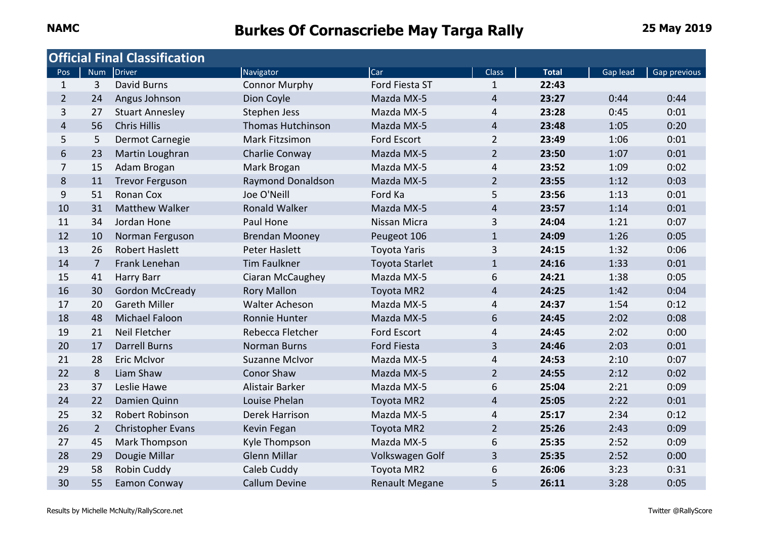NAMC

# Burkes Of Cornascriebe May Targa Rally

25 May 2019

## Official Final Classification

| Pos | Num | Driver | Navigator | Car | Class | Total | Gap lead | Gap previous |
|---|---|---|---|---|---|---|---|---|
| 1 | 3 | David Burns | Connor Murphy | Ford Fiesta ST | 1 | **22:43** | | |
| 2 | 24 | Angus Johnson | Dion Coyle | Mazda MX-5 | 4 | **23:27** | 0:44 | 0:44 |
| 3 | 27 | Stuart Annesley | Stephen Jess | Mazda MX-5 | 4 | **23:28** | 0:45 | 0:01 |
| 4 | 56 | Chris Hillis | Thomas Hutchinson | Mazda MX-5 | 4 | **23:48** | 1:05 | 0:20 |
| 5 | 5 | Dermot Carnegie | Mark Fitzsimon | Ford Escort | 2 | **23:49** | 1:06 | 0:01 |
| 6 | 23 | Martin Loughran | Charlie Conway | Mazda MX-5 | 2 | **23:50** | 1:07 | 0:01 |
| 7 | 15 | Adam Brogan | Mark Brogan | Mazda MX-5 | 4 | **23:52** | 1:09 | 0:02 |
| 8 | 11 | Trevor Ferguson | Raymond Donaldson | Mazda MX-5 | 2 | **23:55** | 1:12 | 0:03 |
| 9 | 51 | Ronan Cox | Joe O'Neill | Ford Ka | 5 | **23:56** | 1:13 | 0:01 |
| 10 | 31 | Matthew Walker | Ronald Walker | Mazda MX-5 | 4 | **23:57** | 1:14 | 0:01 |
| 11 | 34 | Jordan Hone | Paul Hone | Nissan Micra | 3 | **24:04** | 1:21 | 0:07 |
| 12 | 10 | Norman Ferguson | Brendan Mooney | Peugeot 106 | 1 | **24:09** | 1:26 | 0:05 |
| 13 | 26 | Robert Haslett | Peter Haslett | Toyota Yaris | 3 | **24:15** | 1:32 | 0:06 |
| 14 | 7 | Frank Lenehan | Tim Faulkner | Toyota Starlet | 1 | **24:16** | 1:33 | 0:01 |
| 15 | 41 | Harry Barr | Ciaran McCaughey | Mazda MX-5 | 6 | **24:21** | 1:38 | 0:05 |
| 16 | 30 | Gordon McCready | Rory Mallon | Toyota MR2 | 4 | **24:25** | 1:42 | 0:04 |
| 17 | 20 | Gareth Miller | Walter Acheson | Mazda MX-5 | 4 | **24:37** | 1:54 | 0:12 |
| 18 | 48 | Michael Faloon | Ronnie Hunter | Mazda MX-5 | 6 | **24:45** | 2:02 | 0:08 |
| 19 | 21 | Neil Fletcher | Rebecca Fletcher | Ford Escort | 4 | **24:45** | 2:02 | 0:00 |
| 20 | 17 | Darrell Burns | Norman Burns | Ford Fiesta | 3 | **24:46** | 2:03 | 0:01 |
| 21 | 28 | Eric McIvor | Suzanne McIvor | Mazda MX-5 | 4 | **24:53** | 2:10 | 0:07 |
| 22 | 8 | Liam Shaw | Conor Shaw | Mazda MX-5 | 2 | **24:55** | 2:12 | 0:02 |
| 23 | 37 | Leslie Hawe | Alistair Barker | Mazda MX-5 | 6 | **25:04** | 2:21 | 0:09 |
| 24 | 22 | Damien Quinn | Louise Phelan | Toyota MR2 | 4 | **25:05** | 2:22 | 0:01 |
| 25 | 32 | Robert Robinson | Derek Harrison | Mazda MX-5 | 4 | **25:17** | 2:34 | 0:12 |
| 26 | 2 | Christopher Evans | Kevin Fegan | Toyota MR2 | 2 | **25:26** | 2:43 | 0:09 |
| 27 | 45 | Mark Thompson | Kyle Thompson | Mazda MX-5 | 6 | **25:35** | 2:52 | 0:09 |
| 28 | 29 | Dougie Millar | Glenn Millar | Volkswagen Golf | 3 | **25:35** | 2:52 | 0:00 |
| 29 | 58 | Robin Cuddy | Caleb Cuddy | Toyota MR2 | 6 | **26:06** | 3:23 | 0:31 |
| 30 | 55 | Eamon Conway | Callum Devine | Renault Megane | 5 | **26:11** | 3:28 | 0:05 |

Results by Michelle McNulty/RallyScore.net

Twitter @RallyScore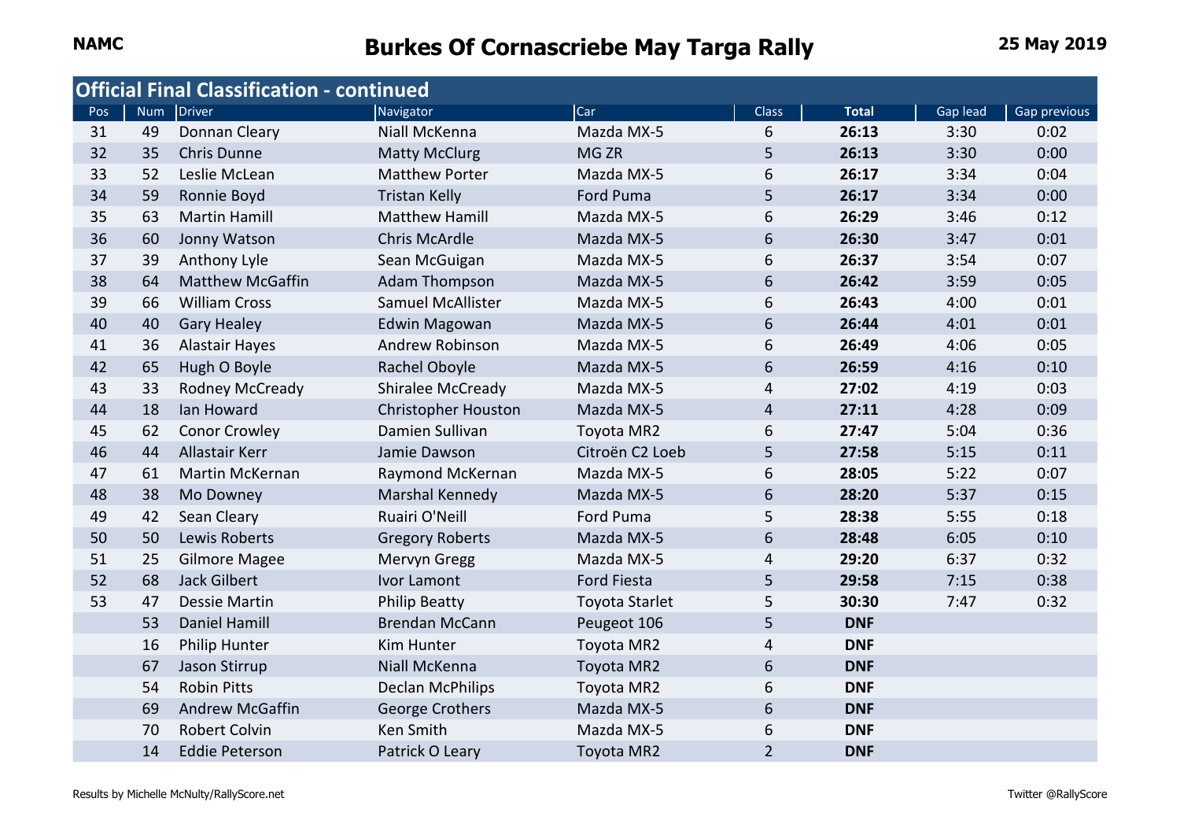NAMC

# Burkes Of Cornascriebe May Targa Rally

25 May 2019

## Official Final Classification - continued

| Pos | Num | Driver | Navigator | Car | Class | Total | Gap lead | Gap previous |
|---|---|---|---|---|---|---|---|---|
| 31 | 49 | Donnan Cleary | Niall McKenna | Mazda MX-5 | 6 | **26:13** | 3:30 | 0:02 |
| 32 | 35 | Chris Dunne | Matty McClurg | MG ZR | 5 | **26:13** | 3:30 | 0:00 |
| 33 | 52 | Leslie McLean | Matthew Porter | Mazda MX-5 | 6 | **26:17** | 3:34 | 0:04 |
| 34 | 59 | Ronnie Boyd | Tristan Kelly | Ford Puma | 5 | **26:17** | 3:34 | 0:00 |
| 35 | 63 | Martin Hamill | Matthew Hamill | Mazda MX-5 | 6 | **26:29** | 3:46 | 0:12 |
| 36 | 60 | Jonny Watson | Chris McArdle | Mazda MX-5 | 6 | **26:30** | 3:47 | 0:01 |
| 37 | 39 | Anthony Lyle | Sean McGuigan | Mazda MX-5 | 6 | **26:37** | 3:54 | 0:07 |
| 38 | 64 | Matthew McGaffin | Adam Thompson | Mazda MX-5 | 6 | **26:42** | 3:59 | 0:05 |
| 39 | 66 | William Cross | Samuel McAllister | Mazda MX-5 | 6 | **26:43** | 4:00 | 0:01 |
| 40 | 40 | Gary Healey | Edwin Magowan | Mazda MX-5 | 6 | **26:44** | 4:01 | 0:01 |
| 41 | 36 | Alastair Hayes | Andrew Robinson | Mazda MX-5 | 6 | **26:49** | 4:06 | 0:05 |
| 42 | 65 | Hugh O Boyle | Rachel Oboyle | Mazda MX-5 | 6 | **26:59** | 4:16 | 0:10 |
| 43 | 33 | Rodney McCready | Shiralee McCready | Mazda MX-5 | 4 | **27:02** | 4:19 | 0:03 |
| 44 | 18 | Ian Howard | Christopher Houston | Mazda MX-5 | 4 | **27:11** | 4:28 | 0:09 |
| 45 | 62 | Conor Crowley | Damien Sullivan | Toyota MR2 | 6 | **27:47** | 5:04 | 0:36 |
| 46 | 44 | Allastair Kerr | Jamie Dawson | Citroën C2 Loeb | 5 | **27:58** | 5:15 | 0:11 |
| 47 | 61 | Martin McKernan | Raymond McKernan | Mazda MX-5 | 6 | **28:05** | 5:22 | 0:07 |
| 48 | 38 | Mo Downey | Marshal Kennedy | Mazda MX-5 | 6 | **28:20** | 5:37 | 0:15 |
| 49 | 42 | Sean Cleary | Ruairi O'Neill | Ford Puma | 5 | **28:38** | 5:55 | 0:18 |
| 50 | 50 | Lewis Roberts | Gregory Roberts | Mazda MX-5 | 6 | **28:48** | 6:05 | 0:10 |
| 51 | 25 | Gilmore Magee | Mervyn Gregg | Mazda MX-5 | 4 | **29:20** | 6:37 | 0:32 |
| 52 | 68 | Jack Gilbert | Ivor Lamont | Ford Fiesta | 5 | **29:58** | 7:15 | 0:38 |
| 53 | 47 | Dessie Martin | Philip Beatty | Toyota Starlet | 5 | **30:30** | 7:47 | 0:32 |
| | 53 | Daniel Hamill | Brendan McCann | Peugeot 106 | 5 | **DNF** | | |
| | 16 | Philip Hunter | Kim Hunter | Toyota MR2 | 4 | **DNF** | | |
| | 67 | Jason Stirrup | Niall McKenna | Toyota MR2 | 6 | **DNF** | | |
| | 54 | Robin Pitts | Declan McPhilips | Toyota MR2 | 6 | **DNF** | | |
| | 69 | Andrew McGaffin | George Crothers | Mazda MX-5 | 6 | **DNF** | | |
| | 70 | Robert Colvin | Ken Smith | Mazda MX-5 | 6 | **DNF** | | |
| | 14 | Eddie Peterson | Patrick O Leary | Toyota MR2 | 2 | **DNF** | | |

Results by Michelle McNulty/RallyScore.net

Twitter @RallyScore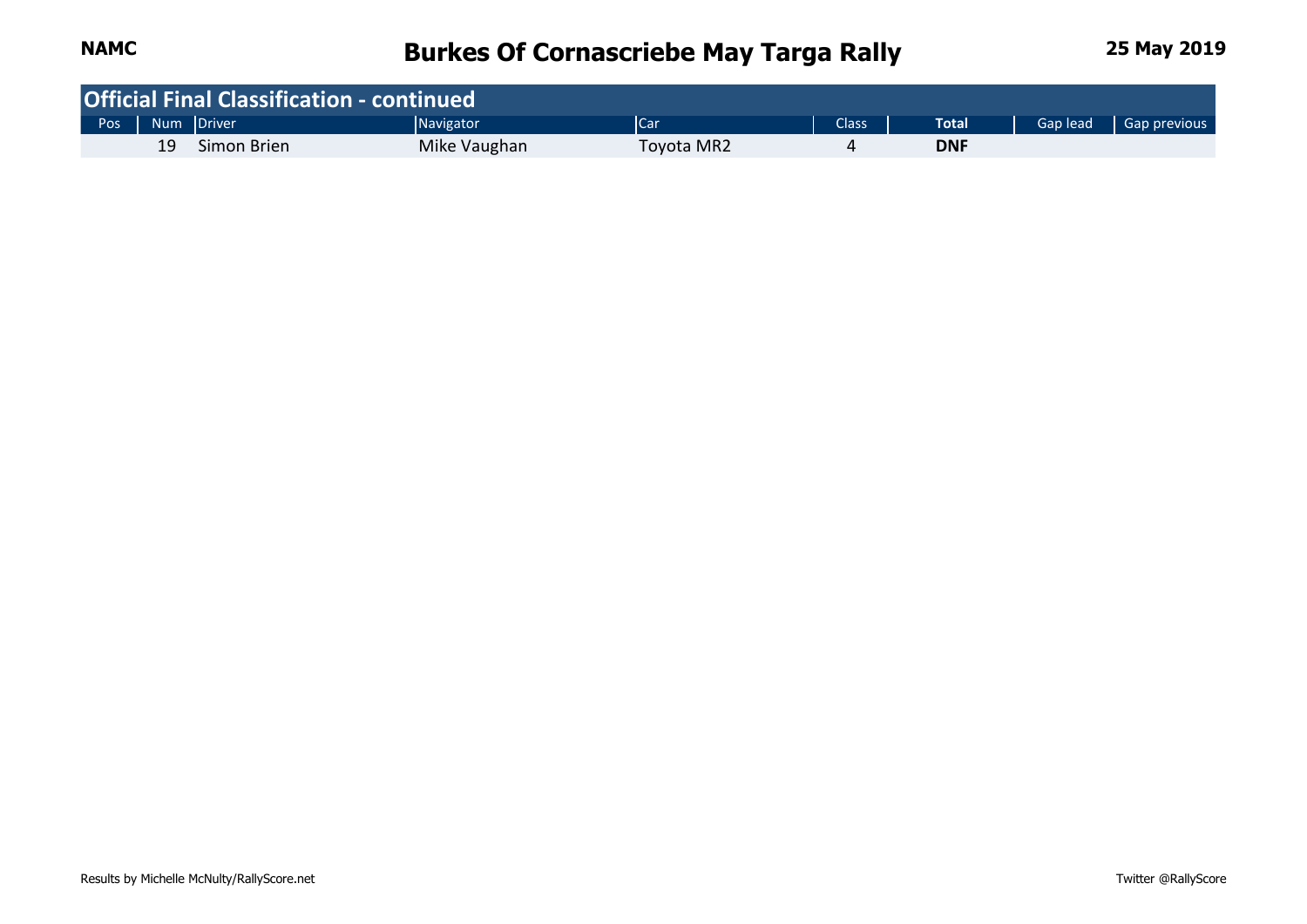## Official Final Classification - continued

| Pos | Num | Driver | Navigator | Car | Class | Total | Gap lead | Gap previous |
|---|---|---|---|---|---|---|---|---|
| | 19 | Simon Brien | Mike Vaughan | Toyota MR2 | 4 | **DNF** | | |

Results by Michelle McNulty/RallyScore.net

Twitter @RallyScore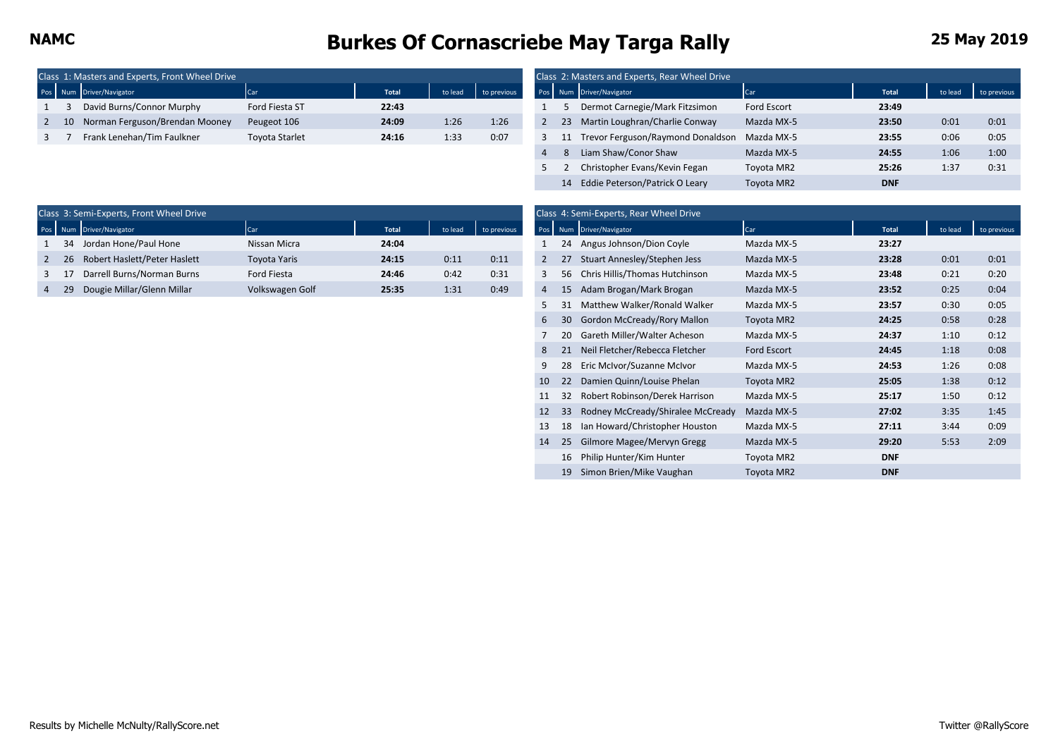NAMC

# Burkes Of Cornascriebe May Targa Rally

25 May 2019

## Class 1: Masters and Experts, Front Wheel Drive

| Pos | Num | Driver/Navigator | Car | Total | to lead | to previous |
|---|---|---|---|---|---|---|
| 1 | 3 | David Burns/Connor Murphy | Ford Fiesta ST | **22:43** | | |
| 2 | 10 | Norman Ferguson/Brendan Mooney | Peugeot 106 | **24:09** | 1:26 | 1:26 |
| 3 | 7 | Frank Lenehan/Tim Faulkner | Toyota Starlet | **24:16** | 1:33 | 0:07 |

## Class 2: Masters and Experts, Rear Wheel Drive

| Pos | Num | Driver/Navigator | Car | Total | to lead | to previous |
|---|---|---|---|---|---|---|
| 1 | 5 | Dermot Carnegie/Mark Fitzsimon | Ford Escort | **23:49** | | |
| 2 | 23 | Martin Loughran/Charlie Conway | Mazda MX-5 | **23:50** | 0:01 | 0:01 |
| 3 | 11 | Trevor Ferguson/Raymond Donaldson | Mazda MX-5 | **23:55** | 0:06 | 0:05 |
| 4 | 8 | Liam Shaw/Conor Shaw | Mazda MX-5 | **24:55** | 1:06 | 1:00 |
| 5 | 2 | Christopher Evans/Kevin Fegan | Toyota MR2 | **25:26** | 1:37 | 0:31 |
| | 14 | Eddie Peterson/Patrick O Leary | Toyota MR2 | **DNF** | | |

## Class 3: Semi-Experts, Front Wheel Drive

| Pos | Num | Driver/Navigator | Car | Total | to lead | to previous |
|---|---|---|---|---|---|---|
| 1 | 34 | Jordan Hone/Paul Hone | Nissan Micra | **24:04** | | |
| 2 | 26 | Robert Haslett/Peter Haslett | Toyota Yaris | **24:15** | 0:11 | 0:11 |
| 3 | 17 | Darrell Burns/Norman Burns | Ford Fiesta | **24:46** | 0:42 | 0:31 |
| 4 | 29 | Dougie Millar/Glenn Millar | Volkswagen Golf | **25:35** | 1:31 | 0:49 |

## Class 4: Semi-Experts, Rear Wheel Drive

| Pos | Num | Driver/Navigator | Car | Total | to lead | to previous |
|---|---|---|---|---|---|---|
| 1 | 24 | Angus Johnson/Dion Coyle | Mazda MX-5 | **23:27** | | |
| 2 | 27 | Stuart Annesley/Stephen Jess | Mazda MX-5 | **23:28** | 0:01 | 0:01 |
| 3 | 56 | Chris Hillis/Thomas Hutchinson | Mazda MX-5 | **23:48** | 0:21 | 0:20 |
| 4 | 15 | Adam Brogan/Mark Brogan | Mazda MX-5 | **23:52** | 0:25 | 0:04 |
| 5 | 31 | Matthew Walker/Ronald Walker | Mazda MX-5 | **23:57** | 0:30 | 0:05 |
| 6 | 30 | Gordon McCready/Rory Mallon | Toyota MR2 | **24:25** | 0:58 | 0:28 |
| 7 | 20 | Gareth Miller/Walter Acheson | Mazda MX-5 | **24:37** | 1:10 | 0:12 |
| 8 | 21 | Neil Fletcher/Rebecca Fletcher | Ford Escort | **24:45** | 1:18 | 0:08 |
| 9 | 28 | Eric McIvor/Suzanne McIvor | Mazda MX-5 | **24:53** | 1:26 | 0:08 |
| 10 | 22 | Damien Quinn/Louise Phelan | Toyota MR2 | **25:05** | 1:38 | 0:12 |
| 11 | 32 | Robert Robinson/Derek Harrison | Mazda MX-5 | **25:17** | 1:50 | 0:12 |
| 12 | 33 | Rodney McCready/Shiralee McCready | Mazda MX-5 | **27:02** | 3:35 | 1:45 |
| 13 | 18 | Ian Howard/Christopher Houston | Mazda MX-5 | **27:11** | 3:44 | 0:09 |
| 14 | 25 | Gilmore Magee/Mervyn Gregg | Mazda MX-5 | **29:20** | 5:53 | 2:09 |
| | 16 | Philip Hunter/Kim Hunter | Toyota MR2 | **DNF** | | |
| | 19 | Simon Brien/Mike Vaughan | Toyota MR2 | **DNF** | | |

Results by Michelle McNulty/RallyScore.net

Twitter @RallyScore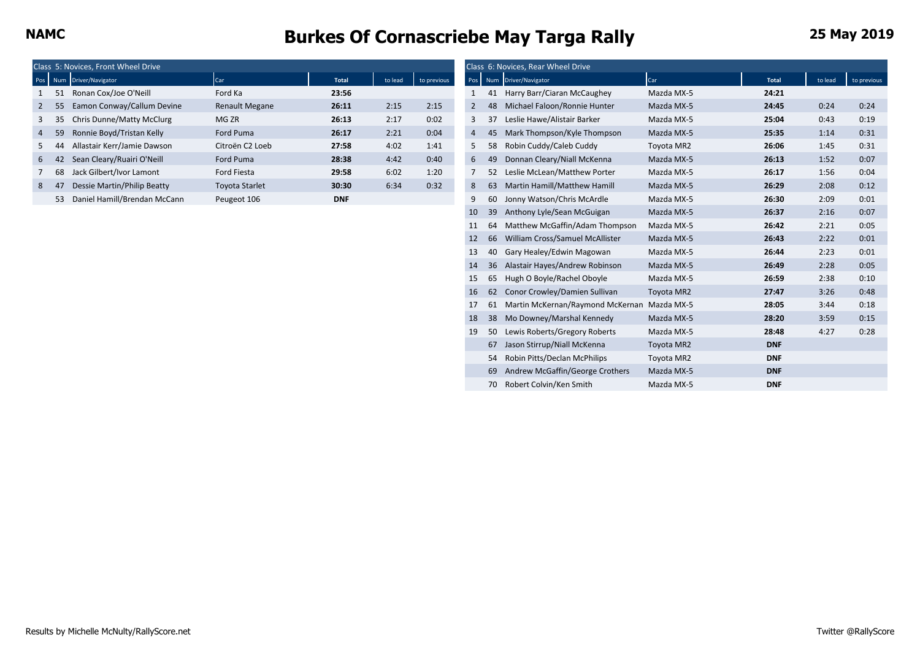NAMC

# Burkes Of Cornascriebe May Targa Rally

25 May 2019

## Class 5: Novices, Front Wheel Drive

| Pos | Num | Driver/Navigator | Car | Total | to lead | to previous |
|---|---|---|---|---|---|---|
| 1 | 51 | Ronan Cox/Joe O'Neill | Ford Ka | **23:56** | | |
| 2 | 55 | Eamon Conway/Callum Devine | Renault Megane | **26:11** | 2:15 | 2:15 |
| 3 | 35 | Chris Dunne/Matty McClurg | MG ZR | **26:13** | 2:17 | 0:02 |
| 4 | 59 | Ronnie Boyd/Tristan Kelly | Ford Puma | **26:17** | 2:21 | 0:04 |
| 5 | 44 | Allastair Kerr/Jamie Dawson | Citroën C2 Loeb | **27:58** | 4:02 | 1:41 |
| 6 | 42 | Sean Cleary/Ruairi O'Neill | Ford Puma | **28:38** | 4:42 | 0:40 |
| 7 | 68 | Jack Gilbert/Ivor Lamont | Ford Fiesta | **29:58** | 6:02 | 1:20 |
| 8 | 47 | Dessie Martin/Philip Beatty | Toyota Starlet | **30:30** | 6:34 | 0:32 |
| | 53 | Daniel Hamill/Brendan McCann | Peugeot 106 | **DNF** | | |

## Class 6: Novices, Rear Wheel Drive

| Pos | Num | Driver/Navigator | Car | Total | to lead | to previous |
|---|---|---|---|---|---|---|
| 1 | 41 | Harry Barr/Ciaran McCaughey | Mazda MX-5 | **24:21** | | |
| 2 | 48 | Michael Faloon/Ronnie Hunter | Mazda MX-5 | **24:45** | 0:24 | 0:24 |
| 3 | 37 | Leslie Hawe/Alistair Barker | Mazda MX-5 | **25:04** | 0:43 | 0:19 |
| 4 | 45 | Mark Thompson/Kyle Thompson | Mazda MX-5 | **25:35** | 1:14 | 0:31 |
| 5 | 58 | Robin Cuddy/Caleb Cuddy | Toyota MR2 | **26:06** | 1:45 | 0:31 |
| 6 | 49 | Donnan Cleary/Niall McKenna | Mazda MX-5 | **26:13** | 1:52 | 0:07 |
| 7 | 52 | Leslie McLean/Matthew Porter | Mazda MX-5 | **26:17** | 1:56 | 0:04 |
| 8 | 63 | Martin Hamill/Matthew Hamill | Mazda MX-5 | **26:29** | 2:08 | 0:12 |
| 9 | 60 | Jonny Watson/Chris McArdle | Mazda MX-5 | **26:30** | 2:09 | 0:01 |
| 10 | 39 | Anthony Lyle/Sean McGuigan | Mazda MX-5 | **26:37** | 2:16 | 0:07 |
| 11 | 64 | Matthew McGaffin/Adam Thompson | Mazda MX-5 | **26:42** | 2:21 | 0:05 |
| 12 | 66 | William Cross/Samuel McAllister | Mazda MX-5 | **26:43** | 2:22 | 0:01 |
| 13 | 40 | Gary Healey/Edwin Magowan | Mazda MX-5 | **26:44** | 2:23 | 0:01 |
| 14 | 36 | Alastair Hayes/Andrew Robinson | Mazda MX-5 | **26:49** | 2:28 | 0:05 |
| 15 | 65 | Hugh O Boyle/Rachel Oboyle | Mazda MX-5 | **26:59** | 2:38 | 0:10 |
| 16 | 62 | Conor Crowley/Damien Sullivan | Toyota MR2 | **27:47** | 3:26 | 0:48 |
| 17 | 61 | Martin McKernan/Raymond McKernan | Mazda MX-5 | **28:05** | 3:44 | 0:18 |
| 18 | 38 | Mo Downey/Marshal Kennedy | Mazda MX-5 | **28:20** | 3:59 | 0:15 |
| 19 | 50 | Lewis Roberts/Gregory Roberts | Mazda MX-5 | **28:48** | 4:27 | 0:28 |
| | 67 | Jason Stirrup/Niall McKenna | Toyota MR2 | **DNF** | | |
| | 54 | Robin Pitts/Declan McPhilips | Toyota MR2 | **DNF** | | |
| | 69 | Andrew McGaffin/George Crothers | Mazda MX-5 | **DNF** | | |
| | 70 | Robert Colvin/Ken Smith | Mazda MX-5 | **DNF** | | |

Results by Michelle McNulty/RallyScore.net

Twitter @RallyScore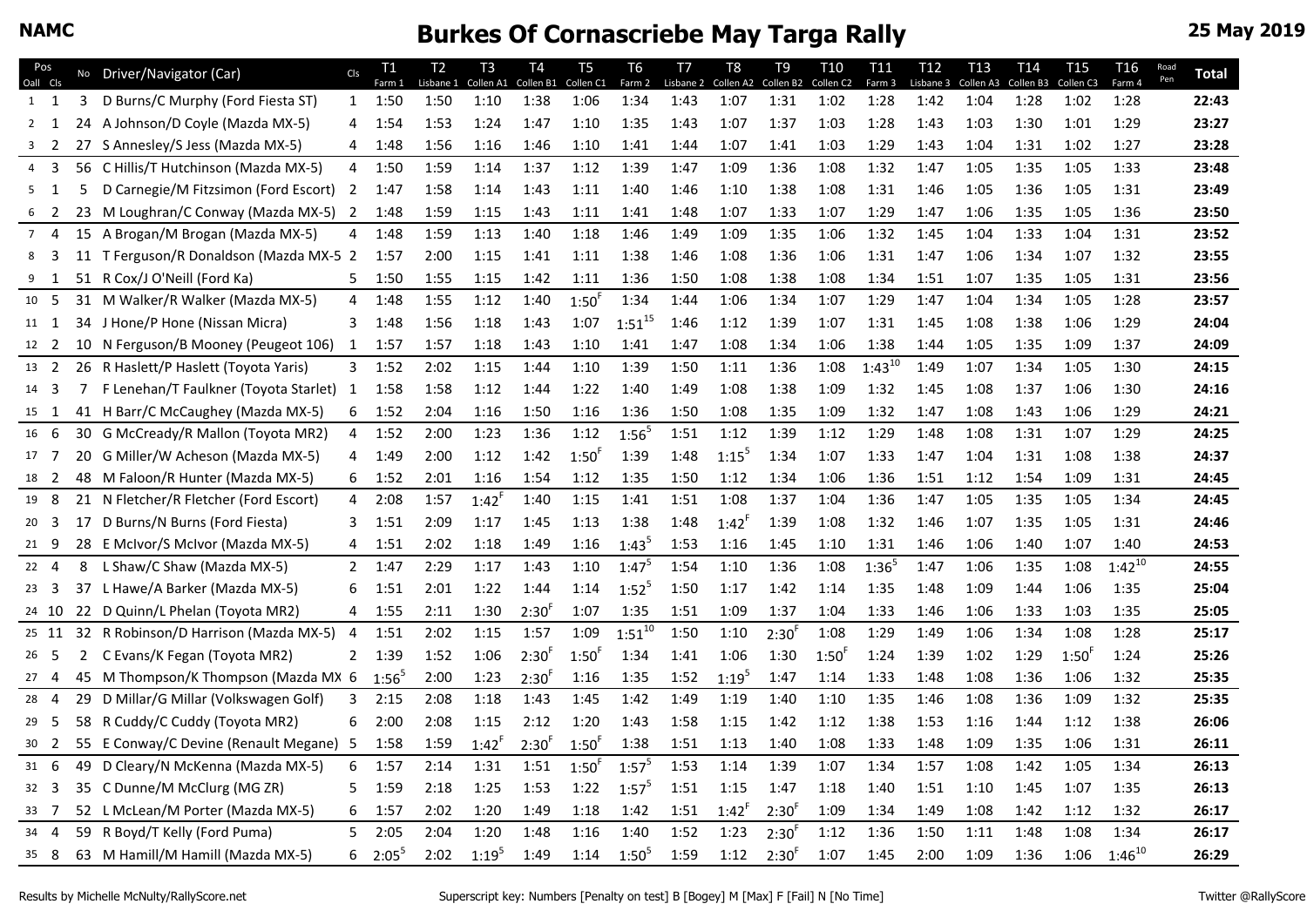NAMC

# Burkes Of Cornascriebe May Targa Rally

**25 May 2019**

| Pos Oall | Pos Cls | No | Driver/Navigator (Car) | Cls | T1 Farm 1 | T2 Lisbane 1 | T3 Collen A1 | T4 Collen B1 | T5 Collen C1 | T6 Farm 2 | T7 Lisbane 2 | T8 Collen A2 | T9 Collen B2 | T10 Collen C2 | T11 Farm 3 | T12 Lisbane 3 | T13 Collen A3 | T14 Collen B3 | T15 Collen C3 | T16 Farm 4 | Road Pen | Total |
|---|---|---|---|---|---|---|---|---|---|---|---|---|---|---|---|---|---|---|---|---|---|---|
| 1 | 1 | 3 | D Burns/C Murphy (Ford Fiesta ST) | 1 | 1:50 | 1:50 | 1:10 | 1:38 | 1:06 | 1:34 | 1:43 | 1:07 | 1:31 | 1:02 | 1:28 | 1:42 | 1:04 | 1:28 | 1:02 | 1:28 | | **22:43** |
| 2 | 1 | 24 | A Johnson/D Coyle (Mazda MX-5) | 4 | 1:54 | 1:53 | 1:24 | 1:47 | 1:10 | 1:35 | 1:43 | 1:07 | 1:37 | 1:03 | 1:28 | 1:43 | 1:03 | 1:30 | 1:01 | 1:29 | | **23:27** |
| 3 | 2 | 27 | S Annesley/S Jess (Mazda MX-5) | 4 | 1:48 | 1:56 | 1:16 | 1:46 | 1:10 | 1:41 | 1:44 | 1:07 | 1:41 | 1:03 | 1:29 | 1:43 | 1:04 | 1:31 | 1:02 | 1:27 | | **23:28** |
| 4 | 3 | 56 | C Hillis/T Hutchinson (Mazda MX-5) | 4 | 1:50 | 1:59 | 1:14 | 1:37 | 1:12 | 1:39 | 1:47 | 1:09 | 1:36 | 1:08 | 1:32 | 1:47 | 1:05 | 1:35 | 1:05 | 1:33 | | **23:48** |
| 5 | 1 | 5 | D Carnegie/M Fitzsimon (Ford Escort) | 2 | 1:47 | 1:58 | 1:14 | 1:43 | 1:11 | 1:40 | 1:46 | 1:10 | 1:38 | 1:08 | 1:31 | 1:46 | 1:05 | 1:36 | 1:05 | 1:31 | | **23:49** |
| 6 | 2 | 23 | M Loughran/C Conway (Mazda MX-5) | 2 | 1:48 | 1:59 | 1:15 | 1:43 | 1:11 | 1:41 | 1:48 | 1:07 | 1:33 | 1:07 | 1:29 | 1:47 | 1:06 | 1:35 | 1:05 | 1:36 | | **23:50** |
| 7 | 4 | 15 | A Brogan/M Brogan (Mazda MX-5) | 4 | 1:48 | 1:59 | 1:13 | 1:40 | 1:18 | 1:46 | 1:49 | 1:09 | 1:35 | 1:06 | 1:32 | 1:45 | 1:04 | 1:33 | 1:04 | 1:31 | | **23:52** |
| 8 | 3 | 11 | T Ferguson/R Donaldson (Mazda MX-5 | 2 | 1:57 | 2:00 | 1:15 | 1:41 | 1:11 | 1:38 | 1:46 | 1:08 | 1:36 | 1:06 | 1:31 | 1:47 | 1:06 | 1:34 | 1:07 | 1:32 | | **23:55** |
| 9 | 1 | 51 | R Cox/J O'Neill (Ford Ka) | 5 | 1:50 | 1:55 | 1:15 | 1:42 | 1:11 | 1:36 | 1:50 | 1:08 | 1:38 | 1:08 | 1:34 | 1:51 | 1:07 | 1:35 | 1:05 | 1:31 | | **23:56** |
| 10 | 5 | 31 | M Walker/R Walker (Mazda MX-5) | 4 | 1:48 | 1:55 | 1:12 | 1:40 | 1:50 F | 1:34 | 1:44 | 1:06 | 1:34 | 1:07 | 1:29 | 1:47 | 1:04 | 1:34 | 1:05 | 1:28 | | **23:57** |
| 11 | 1 | 34 | J Hone/P Hone (Nissan Micra) | 3 | 1:48 | 1:56 | 1:18 | 1:43 | 1:07 | 1:51 [15] | 1:46 | 1:12 | 1:39 | 1:07 | 1:31 | 1:45 | 1:08 | 1:38 | 1:06 | 1:29 | | **24:04** |
| 12 | 2 | 10 | N Ferguson/B Mooney (Peugeot 106) | 1 | 1:57 | 1:57 | 1:18 | 1:43 | 1:10 | 1:41 | 1:47 | 1:08 | 1:34 | 1:06 | 1:38 | 1:44 | 1:05 | 1:35 | 1:09 | 1:37 | | **24:09** |
| 13 | 2 | 26 | R Haslett/P Haslett (Toyota Yaris) | 3 | 1:52 | 2:02 | 1:15 | 1:44 | 1:10 | 1:39 | 1:50 | 1:11 | 1:36 | 1:08 | 1:43 [10] | 1:49 | 1:07 | 1:34 | 1:05 | 1:30 | | **24:15** |
| 14 | 3 | 7 | F Lenehan/T Faulkner (Toyota Starlet) | 1 | 1:58 | 1:58 | 1:12 | 1:44 | 1:22 | 1:40 | 1:49 | 1:08 | 1:38 | 1:09 | 1:32 | 1:45 | 1:08 | 1:37 | 1:06 | 1:30 | | **24:16** |
| 15 | 1 | 41 | H Barr/C McCaughey (Mazda MX-5) | 6 | 1:52 | 2:04 | 1:16 | 1:50 | 1:16 | 1:36 | 1:50 | 1:08 | 1:35 | 1:09 | 1:32 | 1:47 | 1:08 | 1:43 | 1:06 | 1:29 | | **24:21** |
| 16 | 6 | 30 | G McCready/R Mallon (Toyota MR2) | 4 | 1:52 | 2:00 | 1:23 | 1:36 | 1:12 | 1:56 [5] | 1:51 | 1:12 | 1:39 | 1:12 | 1:29 | 1:48 | 1:08 | 1:31 | 1:07 | 1:29 | | **24:25** |
| 17 | 7 | 20 | G Miller/W Acheson (Mazda MX-5) | 4 | 1:49 | 2:00 | 1:12 | 1:42 | 1:50 F | 1:39 | 1:48 | 1:15 [5] | 1:34 | 1:07 | 1:33 | 1:47 | 1:04 | 1:31 | 1:08 | 1:38 | | **24:37** |
| 18 | 2 | 48 | M Faloon/R Hunter (Mazda MX-5) | 6 | 1:52 | 2:01 | 1:16 | 1:54 | 1:12 | 1:35 | 1:50 | 1:12 | 1:34 | 1:06 | 1:36 | 1:51 | 1:12 | 1:54 | 1:09 | 1:31 | | **24:45** |
| 19 | 8 | 21 | N Fletcher/R Fletcher (Ford Escort) | 4 | 2:08 | 1:57 | 1:42 F | 1:40 | 1:15 | 1:41 | 1:51 | 1:08 | 1:37 | 1:04 | 1:36 | 1:47 | 1:05 | 1:35 | 1:05 | 1:34 | | **24:45** |
| 20 | 3 | 17 | D Burns/N Burns (Ford Fiesta) | 3 | 1:51 | 2:09 | 1:17 | 1:45 | 1:13 | 1:38 | 1:48 | 1:42 F | 1:39 | 1:08 | 1:32 | 1:46 | 1:07 | 1:35 | 1:05 | 1:31 | | **24:46** |
| 21 | 9 | 28 | E McIvor/S McIvor (Mazda MX-5) | 4 | 1:51 | 2:02 | 1:18 | 1:49 | 1:16 | 1:43 [5] | 1:53 | 1:16 | 1:45 | 1:10 | 1:31 | 1:46 | 1:06 | 1:40 | 1:07 | 1:40 | | **24:53** |
| 22 | 4 | 8 | L Shaw/C Shaw (Mazda MX-5) | 2 | 1:47 | 2:29 | 1:17 | 1:43 | 1:10 | 1:47 [5] | 1:54 | 1:10 | 1:36 | 1:08 | 1:36 [5] | 1:47 | 1:06 | 1:35 | 1:08 | 1:42 [10] | | **24:55** |
| 23 | 3 | 37 | L Hawe/A Barker (Mazda MX-5) | 6 | 1:51 | 2:01 | 1:22 | 1:44 | 1:14 | 1:52 [5] | 1:50 | 1:17 | 1:42 | 1:14 | 1:35 | 1:48 | 1:09 | 1:44 | 1:06 | 1:35 | | **25:04** |
| 24 | 10 | 22 | D Quinn/L Phelan (Toyota MR2) | 4 | 1:55 | 2:11 | 1:30 | 2:30 F | 1:07 | 1:35 | 1:51 | 1:09 | 1:37 | 1:04 | 1:33 | 1:46 | 1:06 | 1:33 | 1:03 | 1:35 | | **25:05** |
| 25 | 11 | 32 | R Robinson/D Harrison (Mazda MX-5) | 4 | 1:51 | 2:02 | 1:15 | 1:57 | 1:09 | 1:51 [10] | 1:50 | 1:10 | 2:30 F | 1:08 | 1:29 | 1:49 | 1:06 | 1:34 | 1:08 | 1:28 | | **25:17** |
| 26 | 5 | 2 | C Evans/K Fegan (Toyota MR2) | 2 | 1:39 | 1:52 | 1:06 | 2:30 F | 1:50 F | 1:34 | 1:41 | 1:06 | 1:30 | 1:50 F | 1:24 | 1:39 | 1:02 | 1:29 | 1:50 F | 1:24 | | **25:26** |
| 27 | 4 | 45 | M Thompson/K Thompson (Mazda MX | 6 | 1:56 [5] | 2:00 | 1:23 | 2:30 F | 1:16 | 1:35 | 1:52 | 1:19 [5] | 1:47 | 1:14 | 1:33 | 1:48 | 1:08 | 1:36 | 1:06 | 1:32 | | **25:35** |
| 28 | 4 | 29 | D Millar/G Millar (Volkswagen Golf) | 3 | 2:15 | 2:08 | 1:18 | 1:43 | 1:45 | 1:42 | 1:49 | 1:19 | 1:40 | 1:10 | 1:35 | 1:46 | 1:08 | 1:36 | 1:09 | 1:32 | | **25:35** |
| 29 | 5 | 58 | R Cuddy/C Cuddy (Toyota MR2) | 6 | 2:00 | 2:08 | 1:15 | 2:12 | 1:20 | 1:43 | 1:58 | 1:15 | 1:42 | 1:12 | 1:38 | 1:53 | 1:16 | 1:44 | 1:12 | 1:38 | | **26:06** |
| 30 | 2 | 55 | E Conway/C Devine (Renault Megane) | 5 | 1:58 | 1:59 | 1:42 F | 2:30 F | 1:50 F | 1:38 | 1:51 | 1:13 | 1:40 | 1:08 | 1:33 | 1:48 | 1:09 | 1:35 | 1:06 | 1:31 | | **26:11** |
| 31 | 6 | 49 | D Cleary/N McKenna (Mazda MX-5) | 6 | 1:57 | 2:14 | 1:31 | 1:51 | 1:50 F | 1:57 [5] | 1:53 | 1:14 | 1:39 | 1:07 | 1:34 | 1:57 | 1:08 | 1:42 | 1:05 | 1:34 | | **26:13** |
| 32 | 3 | 35 | C Dunne/M McClurg (MG ZR) | 5 | 1:59 | 2:18 | 1:25 | 1:53 | 1:22 | 1:57 [5] | 1:51 | 1:15 | 1:47 | 1:18 | 1:40 | 1:51 | 1:10 | 1:45 | 1:07 | 1:35 | | **26:13** |
| 33 | 7 | 52 | L McLean/M Porter (Mazda MX-5) | 6 | 1:57 | 2:02 | 1:20 | 1:49 | 1:18 | 1:42 | 1:51 | 1:42 F | 2:30 F | 1:09 | 1:34 | 1:49 | 1:08 | 1:42 | 1:12 | 1:32 | | **26:17** |
| 34 | 4 | 59 | R Boyd/T Kelly (Ford Puma) | 5 | 2:05 | 2:04 | 1:20 | 1:48 | 1:16 | 1:40 | 1:52 | 1:23 | 2:30 F | 1:12 | 1:36 | 1:50 | 1:11 | 1:48 | 1:08 | 1:34 | | **26:17** |
| 35 | 8 | 63 | M Hamill/M Hamill (Mazda MX-5) | 6 | 2:05 [5] | 2:02 | 1:19 [5] | 1:49 | 1:14 | 1:50 [5] | 1:59 | 1:12 | 2:30 F | 1:07 | 1:45 | 2:00 | 1:09 | 1:36 | 1:06 | 1:46 [10] | | **26:29** |

Results by Michelle McNulty/RallyScore.net

Superscript key: Numbers [Penalty on test] B [Bogey] M [Max] F [Fail] N [No Time]

Twitter @RallyScore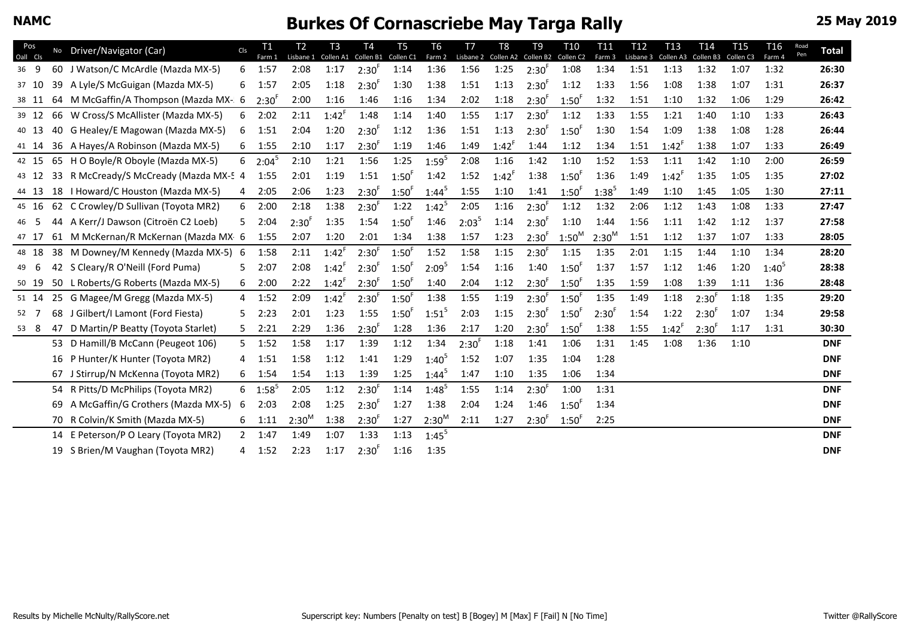# Burkes Of Cornascriebe May Targa Rally

NAMC

25 May 2019

| Pos Oall | Pos Cls | No | Driver/Navigator (Car) | Cls | T1 Farm 1 | T2 Lisbane 1 | T3 Collen A1 | T4 Collen B1 | T5 Collen C1 | T6 Farm 2 | T7 Lisbane 2 | T8 Collen A2 | T9 Collen B2 | T10 Collen C2 | T11 Farm 3 | T12 Lisbane 3 | T13 Collen A3 | T14 Collen B3 | T15 Collen C3 | T16 Farm 4 | Road Pen | Total |
|---|---|---|---|---|---|---|---|---|---|---|---|---|---|---|---|---|---|---|---|---|---|---|
| 36 | 9 | 60 | J Watson/C McArdle (Mazda MX-5) | 6 | 1:57 | 2:08 | 1:17 | 2:30F | 1:14 | 1:36 | 1:56 | 1:25 | 2:30F | 1:08 | 1:34 | 1:51 | 1:13 | 1:32 | 1:07 | 1:32 | | 26:30 |
| 37 | 10 | 39 | A Lyle/S McGuigan (Mazda MX-5) | 6 | 1:57 | 2:05 | 1:18 | 2:30F | 1:30 | 1:38 | 1:51 | 1:13 | 2:30F | 1:12 | 1:33 | 1:56 | 1:08 | 1:38 | 1:07 | 1:31 | | 26:37 |
| 38 | 11 | 64 | M McGaffin/A Thompson (Mazda MX-5) | 6 | 2:30F | 2:00 | 1:16 | 1:46 | 1:16 | 1:34 | 2:02 | 1:18 | 2:30F | 1:50F | 1:32 | 1:51 | 1:10 | 1:32 | 1:06 | 1:29 | | 26:42 |
| 39 | 12 | 66 | W Cross/S McAllister (Mazda MX-5) | 6 | 2:02 | 2:11 | 1:42F | 1:48 | 1:14 | 1:40 | 1:55 | 1:17 | 2:30F | 1:12 | 1:33 | 1:55 | 1:21 | 1:40 | 1:10 | 1:33 | | 26:43 |
| 40 | 13 | 40 | G Healey/E Magowan (Mazda MX-5) | 6 | 1:51 | 2:04 | 1:20 | 2:30F | 1:12 | 1:36 | 1:51 | 1:13 | 2:30F | 1:50F | 1:30 | 1:54 | 1:09 | 1:38 | 1:08 | 1:28 | | 26:44 |
| 41 | 14 | 36 | A Hayes/A Robinson (Mazda MX-5) | 6 | 1:55 | 2:10 | 1:17 | 2:30F | 1:19 | 1:46 | 1:49 | 1:42F | 1:44 | 1:12 | 1:34 | 1:51 | 1:42F | 1:38 | 1:07 | 1:33 | | 26:49 |
| 42 | 15 | 65 | H O Boyle/R Oboyle (Mazda MX-5) | 6 | 2:04 5 | 2:10 | 1:21 | 1:56 | 1:25 | 1:59 5 | 2:08 | 1:16 | 1:42 | 1:10 | 1:52 | 1:53 | 1:11 | 1:42 | 1:10 | 2:00 | | 26:59 |
| 43 | 12 | 33 | R McCready/S McCready (Mazda MX-5) | 4 | 1:55 | 2:01 | 1:19 | 1:51 | 1:50F | 1:42 | 1:52 | 1:42F | 1:38 | 1:50F | 1:36 | 1:49 | 1:42F | 1:35 | 1:05 | 1:35 | | 27:02 |
| 44 | 13 | 18 | I Howard/C Houston (Mazda MX-5) | 4 | 2:05 | 2:06 | 1:23 | 2:30F | 1:50F | 1:44 5 | 1:55 | 1:10 | 1:41 | 1:50F | 1:38 5 | 1:49 | 1:10 | 1:45 | 1:05 | 1:30 | | 27:11 |
| 45 | 16 | 62 | C Crowley/D Sullivan (Toyota MR2) | 6 | 2:00 | 2:18 | 1:38 | 2:30F | 1:22 | 1:42 5 | 2:05 | 1:16 | 2:30F | 1:12 | 1:32 | 2:06 | 1:12 | 1:43 | 1:08 | 1:33 | | 27:47 |
| 46 | 5 | 44 | A Kerr/J Dawson (Citroën C2 Loeb) | 5 | 2:04 | 2:30F | 1:35 | 1:54 | 1:50F | 1:46 | 2:03 5 | 1:14 | 2:30F | 1:10 | 1:44 | 1:56 | 1:11 | 1:42 | 1:12 | 1:37 | | 27:58 |
| 47 | 17 | 61 | M McKernan/R McKernan (Mazda MX-5) | 6 | 1:55 | 2:07 | 1:20 | 2:01 | 1:34 | 1:38 | 1:57 | 1:23 | 2:30F | 1:50M | 2:30M | 1:51 | 1:12 | 1:37 | 1:07 | 1:33 | | 28:05 |
| 48 | 18 | 38 | M Downey/M Kennedy (Mazda MX-5) | 6 | 1:58 | 2:11 | 1:42F | 2:30F | 1:50F | 1:52 | 1:58 | 1:15 | 2:30F | 1:15 | 1:35 | 2:01 | 1:15 | 1:44 | 1:10 | 1:34 | | 28:20 |
| 49 | 6 | 42 | S Cleary/R O'Neill (Ford Puma) | 5 | 2:07 | 2:08 | 1:42F | 2:30F | 1:50F | 2:09 5 | 1:54 | 1:16 | 1:40 | 1:50F | 1:37 | 1:57 | 1:12 | 1:46 | 1:20 | 1:40 5 | | 28:38 |
| 50 | 19 | 50 | L Roberts/G Roberts (Mazda MX-5) | 6 | 2:00 | 2:22 | 1:42F | 2:30F | 1:50F | 1:40 | 2:04 | 1:12 | 2:30F | 1:50F | 1:35 | 1:59 | 1:08 | 1:39 | 1:11 | 1:36 | | 28:48 |
| 51 | 14 | 25 | G Magee/M Gregg (Mazda MX-5) | 4 | 1:52 | 2:09 | 1:42F | 2:30F | 1:50F | 1:38 | 1:55 | 1:19 | 2:30F | 1:50F | 1:35 | 1:49 | 1:18 | 2:30F | 1:18 | 1:35 | | 29:20 |
| 52 | 7 | 68 | J Gilbert/I Lamont (Ford Fiesta) | 5 | 2:23 | 2:01 | 1:23 | 1:55 | 1:50F | 1:51 5 | 2:03 | 1:15 | 2:30F | 1:50F | 2:30F | 1:54 | 1:22 | 2:30F | 1:07 | 1:34 | | 29:58 |
| 53 | 8 | 47 | D Martin/P Beatty (Toyota Starlet) | 5 | 2:21 | 2:29 | 1:36 | 2:30F | 1:28 | 1:36 | 2:17 | 1:20 | 2:30F | 1:50F | 1:38 | 1:55 | 1:42F | 2:30F | 1:17 | 1:31 | | 30:30 |
| | | 53 | D Hamill/B McCann (Peugeot 106) | 5 | 1:52 | 1:58 | 1:17 | 1:39 | 1:12 | 1:34 | 2:30F | 1:18 | 1:41 | 1:06 | 1:31 | 1:45 | 1:08 | 1:36 | 1:10 | | | DNF |
| | | 16 | P Hunter/K Hunter (Toyota MR2) | 4 | 1:51 | 1:58 | 1:12 | 1:41 | 1:29 | 1:40 5 | 1:52 | 1:07 | 1:35 | 1:04 | 1:28 | | | | | | | DNF |
| | | 67 | J Stirrup/N McKenna (Toyota MR2) | 6 | 1:54 | 1:54 | 1:13 | 1:39 | 1:25 | 1:44 5 | 1:47 | 1:10 | 1:35 | 1:06 | 1:34 | | | | | | | DNF |
| | | 54 | R Pitts/D McPhilips (Toyota MR2) | 6 | 1:58 5 | 2:05 | 1:12 | 2:30F | 1:14 | 1:48 5 | 1:55 | 1:14 | 2:30F | 1:00 | 1:31 | | | | | | | DNF |
| | | 69 | A McGaffin/G Crothers (Mazda MX-5) | 6 | 2:03 | 2:08 | 1:25 | 2:30F | 1:27 | 1:38 | 2:04 | 1:24 | 1:46 | 1:50F | 1:34 | | | | | | | DNF |
| | | 70 | R Colvin/K Smith (Mazda MX-5) | 6 | 1:11 | 2:30M | 1:38 | 2:30F | 1:27 | 2:30M | 2:11 | 1:27 | 2:30F | 1:50F | 2:25 | | | | | | | DNF |
| | | 14 | E Peterson/P O Leary (Toyota MR2) | 2 | 1:47 | 1:49 | 1:07 | 1:33 | 1:13 | 1:45 5 | | | | | | | | | | | | DNF |
| | | 19 | S Brien/M Vaughan (Toyota MR2) | 4 | 1:52 | 2:23 | 1:17 | 2:30F | 1:16 | 1:35 | | | | | | | | | | | | DNF |

Results by Michelle McNulty/RallyScore.net

Superscript key: Numbers [Penalty on test] B [Bogey] M [Max] F [Fail] N [No Time]

Twitter @RallyScore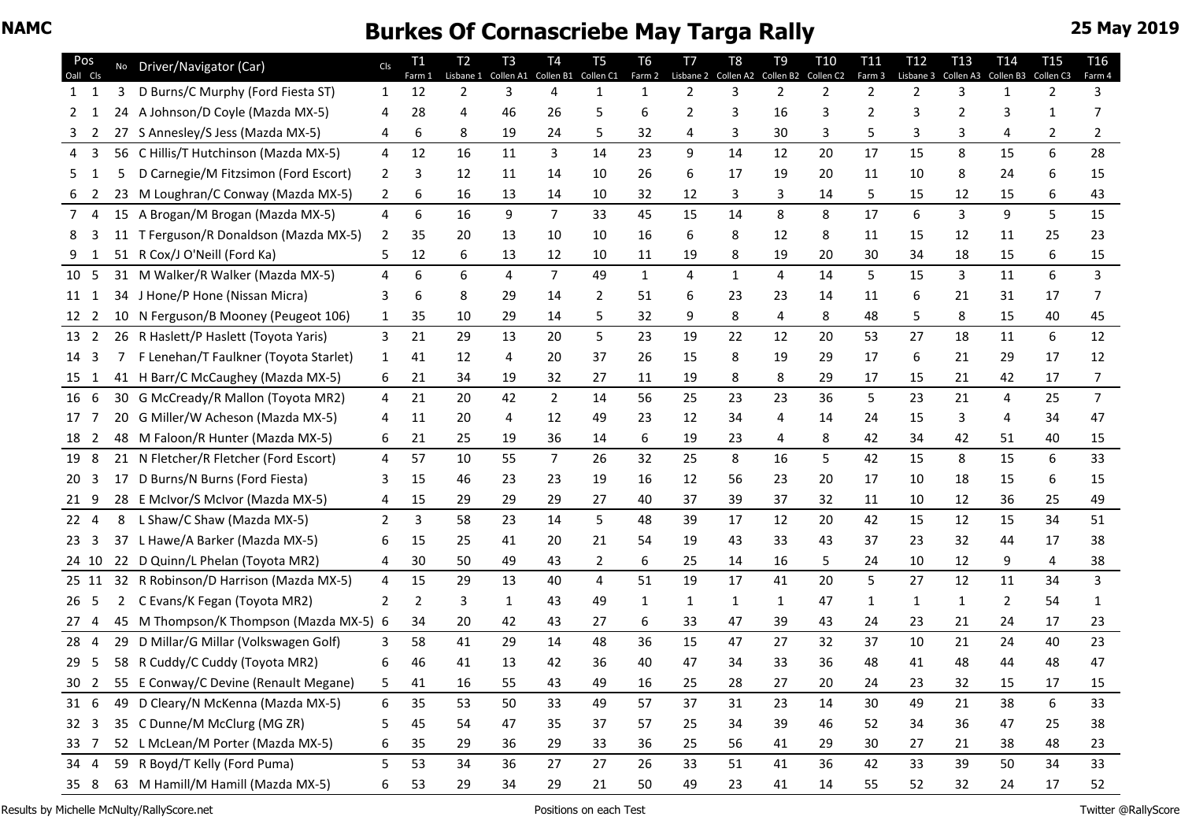NAMC

# Burkes Of Cornascriebe May Targa Rally

**25 May 2019**

| Pos Oall | Pos Cls | No | Driver/Navigator (Car) | Cls | T1 Farm 1 | T2 Lisbane 1 | T3 Collen A1 | T4 Collen B1 | T5 Collen C1 | T6 Farm 2 | T7 Lisbane 2 | T8 Collen A2 | T9 Collen B2 | T10 Collen C2 | T11 Farm 3 | T12 Lisbane 3 | T13 Collen A3 | T14 Collen B3 | T15 Collen C3 | T16 Farm 4 |
|---|---|---|---|---|---|---|---|---|---|---|---|---|---|---|---|---|---|---|---|---|
| 1 | 1 | 3 | D Burns/C Murphy (Ford Fiesta ST) | 1 | 12 | 2 | 3 | 4 | 1 | 1 | 2 | 3 | 2 | 2 | 2 | 2 | 3 | 1 | 2 | 3 |
| 2 | 1 | 24 | A Johnson/D Coyle (Mazda MX-5) | 4 | 28 | 4 | 46 | 26 | 5 | 6 | 2 | 3 | 16 | 3 | 2 | 3 | 2 | 3 | 1 | 7 |
| 3 | 2 | 27 | S Annesley/S Jess (Mazda MX-5) | 4 | 6 | 8 | 19 | 24 | 5 | 32 | 4 | 3 | 30 | 3 | 5 | 3 | 3 | 4 | 2 | 2 |
| 4 | 3 | 56 | C Hillis/T Hutchinson (Mazda MX-5) | 4 | 12 | 16 | 11 | 3 | 14 | 23 | 9 | 14 | 12 | 20 | 17 | 15 | 8 | 15 | 6 | 28 |
| 5 | 1 | 5 | D Carnegie/M Fitzsimon (Ford Escort) | 2 | 3 | 12 | 11 | 14 | 10 | 26 | 6 | 17 | 19 | 20 | 11 | 10 | 8 | 24 | 6 | 15 |
| 6 | 2 | 23 | M Loughran/C Conway (Mazda MX-5) | 2 | 6 | 16 | 13 | 14 | 10 | 32 | 12 | 3 | 3 | 14 | 5 | 15 | 12 | 15 | 6 | 43 |
| 7 | 4 | 15 | A Brogan/M Brogan (Mazda MX-5) | 4 | 6 | 16 | 9 | 7 | 33 | 45 | 15 | 14 | 8 | 8 | 17 | 6 | 3 | 9 | 5 | 15 |
| 8 | 3 | 11 | T Ferguson/R Donaldson (Mazda MX-5) | 2 | 35 | 20 | 13 | 10 | 10 | 16 | 6 | 8 | 12 | 8 | 11 | 15 | 12 | 11 | 25 | 23 |
| 9 | 1 | 51 | R Cox/J O'Neill (Ford Ka) | 5 | 12 | 6 | 13 | 12 | 10 | 11 | 19 | 8 | 19 | 20 | 30 | 34 | 18 | 15 | 6 | 15 |
| 10 | 5 | 31 | M Walker/R Walker (Mazda MX-5) | 4 | 6 | 6 | 4 | 7 | 49 | 1 | 4 | 1 | 4 | 14 | 5 | 15 | 3 | 11 | 6 | 3 |
| 11 | 1 | 34 | J Hone/P Hone (Nissan Micra) | 3 | 6 | 8 | 29 | 14 | 2 | 51 | 6 | 23 | 23 | 14 | 11 | 6 | 21 | 31 | 17 | 7 |
| 12 | 2 | 10 | N Ferguson/B Mooney (Peugeot 106) | 1 | 35 | 10 | 29 | 14 | 5 | 32 | 9 | 8 | 4 | 8 | 48 | 5 | 8 | 15 | 40 | 45 |
| 13 | 2 | 26 | R Haslett/P Haslett (Toyota Yaris) | 3 | 21 | 29 | 13 | 20 | 5 | 23 | 19 | 22 | 12 | 20 | 53 | 27 | 18 | 11 | 6 | 12 |
| 14 | 3 | 7 | F Lenehan/T Faulkner (Toyota Starlet) | 1 | 41 | 12 | 4 | 20 | 37 | 26 | 15 | 8 | 19 | 29 | 17 | 6 | 21 | 29 | 17 | 12 |
| 15 | 1 | 41 | H Barr/C McCaughey (Mazda MX-5) | 6 | 21 | 34 | 19 | 32 | 27 | 11 | 19 | 8 | 8 | 29 | 17 | 15 | 21 | 42 | 17 | 7 |
| 16 | 6 | 30 | G McCready/R Mallon (Toyota MR2) | 4 | 21 | 20 | 42 | 2 | 14 | 56 | 25 | 23 | 23 | 36 | 5 | 23 | 21 | 4 | 25 | 7 |
| 17 | 7 | 20 | G Miller/W Acheson (Mazda MX-5) | 4 | 11 | 20 | 4 | 12 | 49 | 23 | 12 | 34 | 4 | 14 | 24 | 15 | 3 | 4 | 34 | 47 |
| 18 | 2 | 48 | M Faloon/R Hunter (Mazda MX-5) | 6 | 21 | 25 | 19 | 36 | 14 | 6 | 19 | 23 | 4 | 8 | 42 | 34 | 42 | 51 | 40 | 15 |
| 19 | 8 | 21 | N Fletcher/R Fletcher (Ford Escort) | 4 | 57 | 10 | 55 | 7 | 26 | 32 | 25 | 8 | 16 | 5 | 42 | 15 | 8 | 15 | 6 | 33 |
| 20 | 3 | 17 | D Burns/N Burns (Ford Fiesta) | 3 | 15 | 46 | 23 | 23 | 19 | 16 | 12 | 56 | 23 | 20 | 17 | 10 | 18 | 15 | 6 | 15 |
| 21 | 9 | 28 | E McIvor/S McIvor (Mazda MX-5) | 4 | 15 | 29 | 29 | 29 | 27 | 40 | 37 | 39 | 37 | 32 | 11 | 10 | 12 | 36 | 25 | 49 |
| 22 | 4 | 8 | L Shaw/C Shaw (Mazda MX-5) | 2 | 3 | 58 | 23 | 14 | 5 | 48 | 39 | 17 | 12 | 20 | 42 | 15 | 12 | 15 | 34 | 51 |
| 23 | 3 | 37 | L Hawe/A Barker (Mazda MX-5) | 6 | 15 | 25 | 41 | 20 | 21 | 54 | 19 | 43 | 33 | 43 | 37 | 23 | 32 | 44 | 17 | 38 |
| 24 | 10 | 22 | D Quinn/L Phelan (Toyota MR2) | 4 | 30 | 50 | 49 | 43 | 2 | 6 | 25 | 14 | 16 | 5 | 24 | 10 | 12 | 9 | 4 | 38 |
| 25 | 11 | 32 | R Robinson/D Harrison (Mazda MX-5) | 4 | 15 | 29 | 13 | 40 | 4 | 51 | 19 | 17 | 41 | 20 | 5 | 27 | 12 | 11 | 34 | 3 |
| 26 | 5 | 2 | C Evans/K Fegan (Toyota MR2) | 2 | 2 | 3 | 1 | 43 | 49 | 1 | 1 | 1 | 1 | 47 | 1 | 1 | 1 | 2 | 54 | 1 |
| 27 | 4 | 45 | M Thompson/K Thompson (Mazda MX-5) | 6 | 34 | 20 | 42 | 43 | 27 | 6 | 33 | 47 | 39 | 43 | 24 | 23 | 21 | 24 | 17 | 23 |
| 28 | 4 | 29 | D Millar/G Millar (Volkswagen Golf) | 3 | 58 | 41 | 29 | 14 | 48 | 36 | 15 | 47 | 27 | 32 | 37 | 10 | 21 | 24 | 40 | 23 |
| 29 | 5 | 58 | R Cuddy/C Cuddy (Toyota MR2) | 6 | 46 | 41 | 13 | 42 | 36 | 40 | 47 | 34 | 33 | 36 | 48 | 41 | 48 | 44 | 48 | 47 |
| 30 | 2 | 55 | E Conway/C Devine (Renault Megane) | 5 | 41 | 16 | 55 | 43 | 49 | 16 | 25 | 28 | 27 | 20 | 24 | 23 | 32 | 15 | 17 | 15 |
| 31 | 6 | 49 | D Cleary/N McKenna (Mazda MX-5) | 6 | 35 | 53 | 50 | 33 | 49 | 57 | 37 | 31 | 23 | 14 | 30 | 49 | 21 | 38 | 6 | 33 |
| 32 | 3 | 35 | C Dunne/M McClurg (MG ZR) | 5 | 45 | 54 | 47 | 35 | 37 | 57 | 25 | 34 | 39 | 46 | 52 | 34 | 36 | 47 | 25 | 38 |
| 33 | 7 | 52 | L McLean/M Porter (Mazda MX-5) | 6 | 35 | 29 | 36 | 29 | 33 | 36 | 25 | 56 | 41 | 29 | 30 | 27 | 21 | 38 | 48 | 23 |
| 34 | 4 | 59 | R Boyd/T Kelly (Ford Puma) | 5 | 53 | 34 | 36 | 27 | 27 | 26 | 33 | 51 | 41 | 36 | 42 | 33 | 39 | 50 | 34 | 33 |
| 35 | 8 | 63 | M Hamill/M Hamill (Mazda MX-5) | 6 | 53 | 29 | 34 | 29 | 21 | 50 | 49 | 23 | 41 | 14 | 55 | 52 | 32 | 24 | 17 | 52 |

Results by Michelle McNulty/RallyScore.net — Positions on each Test — Twitter @RallyScore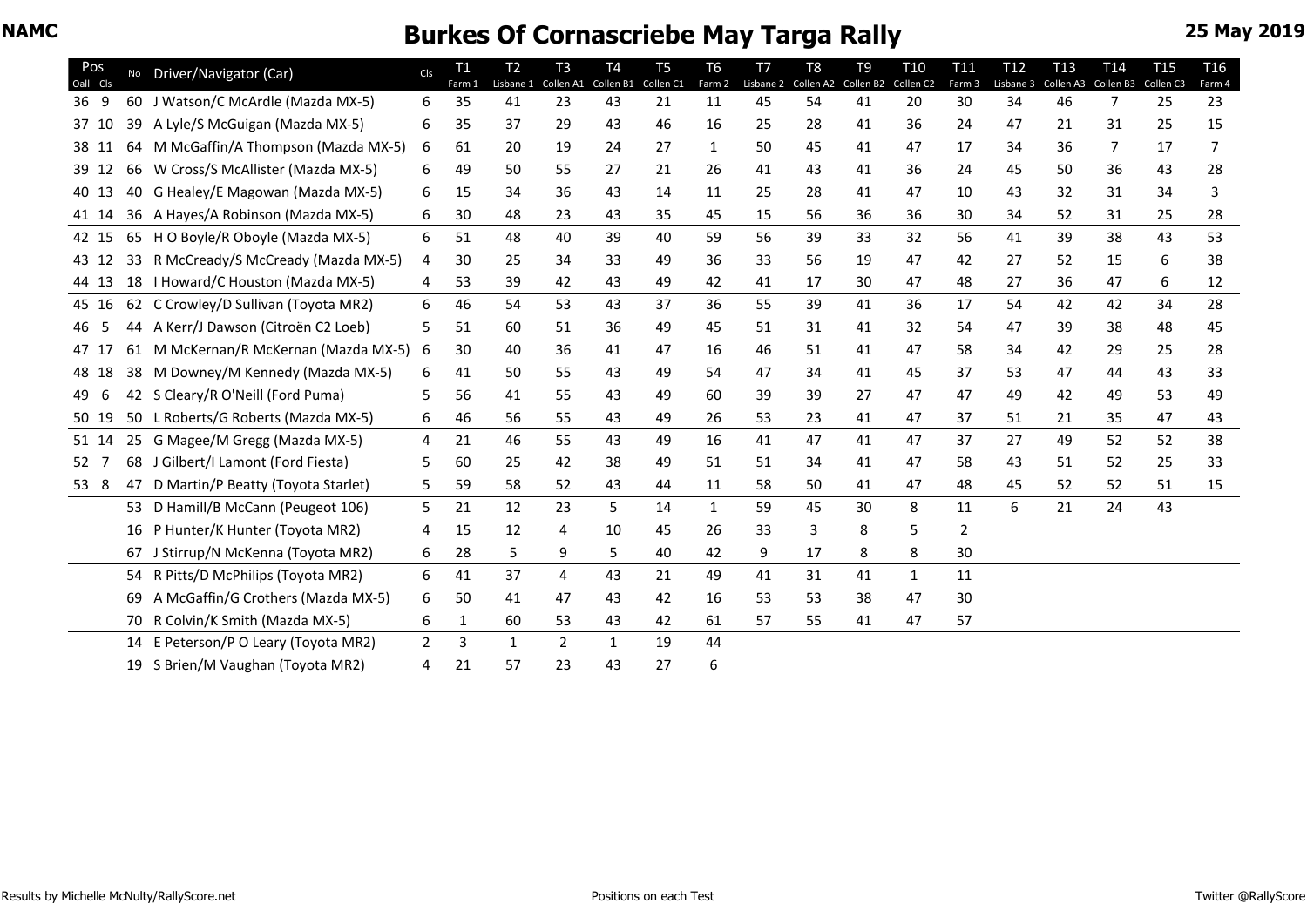NAMC

# Burkes Of Cornascriebe May Targa Rally

25 May 2019

| Pos Oall | Pos Cls | No | Driver/Navigator (Car) | Cls | T1 Farm 1 | T2 Lisbane 1 | T3 Collen A1 | T4 Collen B1 | T5 Collen C1 | T6 Farm 2 | T7 Lisbane 2 | T8 Collen A2 | T9 Collen B2 | T10 Collen C2 | T11 Farm 3 | T12 Lisbane 3 | T13 Collen A3 | T14 Collen B3 | T15 Collen C3 | T16 Farm 4 |
|---|---|---|---|---|---|---|---|---|---|---|---|---|---|---|---|---|---|---|---|---|
| 36 | 9 | 60 | J Watson/C McArdle (Mazda MX-5) | 6 | 35 | 41 | 23 | 43 | 21 | 11 | 45 | 54 | 41 | 20 | 30 | 34 | 46 | 7 | 25 | 23 |
| 37 | 10 | 39 | A Lyle/S McGuigan (Mazda MX-5) | 6 | 35 | 37 | 29 | 43 | 46 | 16 | 25 | 28 | 41 | 36 | 24 | 47 | 21 | 31 | 25 | 15 |
| 38 | 11 | 64 | M McGaffin/A Thompson (Mazda MX-5) | 6 | 61 | 20 | 19 | 24 | 27 | 1 | 50 | 45 | 41 | 47 | 17 | 34 | 36 | 7 | 17 | 7 |
| 39 | 12 | 66 | W Cross/S McAllister (Mazda MX-5) | 6 | 49 | 50 | 55 | 27 | 21 | 26 | 41 | 43 | 41 | 36 | 24 | 45 | 50 | 36 | 43 | 28 |
| 40 | 13 | 40 | G Healey/E Magowan (Mazda MX-5) | 6 | 15 | 34 | 36 | 43 | 14 | 11 | 25 | 28 | 41 | 47 | 10 | 43 | 32 | 31 | 34 | 3 |
| 41 | 14 | 36 | A Hayes/A Robinson (Mazda MX-5) | 6 | 30 | 48 | 23 | 43 | 35 | 45 | 15 | 56 | 36 | 36 | 30 | 34 | 52 | 31 | 25 | 28 |
| 42 | 15 | 65 | H O Boyle/R Oboyle (Mazda MX-5) | 6 | 51 | 48 | 40 | 39 | 40 | 59 | 56 | 39 | 33 | 32 | 56 | 41 | 39 | 38 | 43 | 53 |
| 43 | 12 | 33 | R McCready/S McCready (Mazda MX-5) | 4 | 30 | 25 | 34 | 33 | 49 | 36 | 33 | 56 | 19 | 47 | 42 | 27 | 52 | 15 | 6 | 38 |
| 44 | 13 | 18 | I Howard/C Houston (Mazda MX-5) | 4 | 53 | 39 | 42 | 43 | 49 | 42 | 41 | 17 | 30 | 47 | 48 | 27 | 36 | 47 | 6 | 12 |
| 45 | 16 | 62 | C Crowley/D Sullivan (Toyota MR2) | 6 | 46 | 54 | 53 | 43 | 37 | 36 | 55 | 39 | 41 | 36 | 17 | 54 | 42 | 42 | 34 | 28 |
| 46 | 5 | 44 | A Kerr/J Dawson (Citroën C2 Loeb) | 5 | 51 | 60 | 51 | 36 | 49 | 45 | 51 | 31 | 41 | 32 | 54 | 47 | 39 | 38 | 48 | 45 |
| 47 | 17 | 61 | M McKernan/R McKernan (Mazda MX-5) | 6 | 30 | 40 | 36 | 41 | 47 | 16 | 46 | 51 | 41 | 47 | 58 | 34 | 42 | 29 | 25 | 28 |
| 48 | 18 | 38 | M Downey/M Kennedy (Mazda MX-5) | 6 | 41 | 50 | 55 | 43 | 49 | 54 | 47 | 34 | 41 | 45 | 37 | 53 | 47 | 44 | 43 | 33 |
| 49 | 6 | 42 | S Cleary/R O'Neill (Ford Puma) | 5 | 56 | 41 | 55 | 43 | 49 | 60 | 39 | 39 | 27 | 47 | 47 | 49 | 42 | 49 | 53 | 49 |
| 50 | 19 | 50 | L Roberts/G Roberts (Mazda MX-5) | 6 | 46 | 56 | 55 | 43 | 49 | 26 | 53 | 23 | 41 | 47 | 37 | 51 | 21 | 35 | 47 | 43 |
| 51 | 14 | 25 | G Magee/M Gregg (Mazda MX-5) | 4 | 21 | 46 | 55 | 43 | 49 | 16 | 41 | 47 | 41 | 47 | 37 | 27 | 49 | 52 | 52 | 38 |
| 52 | 7 | 68 | J Gilbert/I Lamont (Ford Fiesta) | 5 | 60 | 25 | 42 | 38 | 49 | 51 | 51 | 34 | 41 | 47 | 58 | 43 | 51 | 52 | 25 | 33 |
| 53 | 8 | 47 | D Martin/P Beatty (Toyota Starlet) | 5 | 59 | 58 | 52 | 43 | 44 | 11 | 58 | 50 | 41 | 47 | 48 | 45 | 52 | 52 | 51 | 15 |
| | | 53 | D Hamill/B McCann (Peugeot 106) | 5 | 21 | 12 | 23 | 5 | 14 | 1 | 59 | 45 | 30 | 8 | 11 | 6 | 21 | 24 | 43 | |
| | | 16 | P Hunter/K Hunter (Toyota MR2) | 4 | 15 | 12 | 4 | 10 | 45 | 26 | 33 | 3 | 8 | 5 | 2 | | | | | |
| | | 67 | J Stirrup/N McKenna (Toyota MR2) | 6 | 28 | 5 | 9 | 5 | 40 | 42 | 9 | 17 | 8 | 8 | 30 | | | | | |
| | | 54 | R Pitts/D McPhilips (Toyota MR2) | 6 | 41 | 37 | 4 | 43 | 21 | 49 | 41 | 31 | 41 | 1 | 11 | | | | | |
| | | 69 | A McGaffin/G Crothers (Mazda MX-5) | 6 | 50 | 41 | 47 | 43 | 42 | 16 | 53 | 53 | 38 | 47 | 30 | | | | | |
| | | 70 | R Colvin/K Smith (Mazda MX-5) | 6 | 1 | 60 | 53 | 43 | 42 | 61 | 57 | 55 | 41 | 47 | 57 | | | | | |
| | | 14 | E Peterson/P O Leary (Toyota MR2) | 2 | 3 | 1 | 2 | 1 | 19 | 44 | | | | | | | | | | |
| | | 19 | S Brien/M Vaughan (Toyota MR2) | 4 | 21 | 57 | 23 | 43 | 27 | 6 | | | | | | | | | | |

Results by Michelle McNulty/RallyScore.net

Positions on each Test

Twitter @RallyScore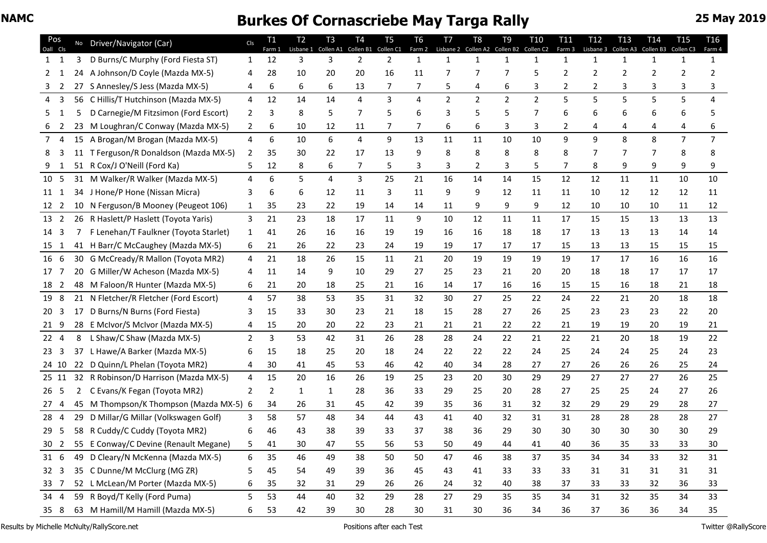NAMC

# Burkes Of Cornascriebe May Targa Rally

**25 May 2019**

| Pos Oall | Pos Cls | No | Driver/Navigator (Car) | Cls | T1 Farm 1 | T2 Lisbane 1 | T3 Collen A1 | T4 Collen B1 | T5 Collen C1 | T6 Farm 2 | T7 Lisbane 2 | T8 Collen A2 | T9 Collen B2 | T10 Collen C2 | T11 Farm 3 | T12 Lisbane 3 | T13 Collen A3 | T14 Collen B3 | T15 Collen C3 | T16 Farm 4 |
|---|---|---|---|---|---|---|---|---|---|---|---|---|---|---|---|---|---|---|---|---|
| 1 | 1 | 3 | D Burns/C Murphy (Ford Fiesta ST) | 1 | 12 | 3 | 3 | 2 | 2 | 1 | 1 | 1 | 1 | 1 | 1 | 1 | 1 | 1 | 1 | 1 |
| 2 | 1 | 24 | A Johnson/D Coyle (Mazda MX-5) | 4 | 28 | 10 | 20 | 20 | 16 | 11 | 7 | 7 | 7 | 5 | 2 | 2 | 2 | 2 | 2 | 2 |
| 3 | 2 | 27 | S Annesley/S Jess (Mazda MX-5) | 4 | 6 | 6 | 6 | 13 | 7 | 7 | 5 | 4 | 6 | 3 | 2 | 2 | 3 | 3 | 3 | 3 |
| 4 | 3 | 56 | C Hillis/T Hutchinson (Mazda MX-5) | 4 | 12 | 14 | 14 | 4 | 3 | 4 | 2 | 2 | 2 | 2 | 5 | 5 | 5 | 5 | 5 | 4 |
| 5 | 1 | 5 | D Carnegie/M Fitzsimon (Ford Escort) | 2 | 3 | 8 | 5 | 7 | 5 | 6 | 3 | 5 | 5 | 7 | 6 | 6 | 6 | 6 | 6 | 5 |
| 6 | 2 | 23 | M Loughran/C Conway (Mazda MX-5) | 2 | 6 | 10 | 12 | 11 | 7 | 7 | 6 | 6 | 3 | 3 | 2 | 4 | 4 | 4 | 4 | 6 |
| 7 | 4 | 15 | A Brogan/M Brogan (Mazda MX-5) | 4 | 6 | 10 | 6 | 4 | 9 | 13 | 11 | 11 | 10 | 10 | 9 | 9 | 8 | 8 | 7 | 7 |
| 8 | 3 | 11 | T Ferguson/R Donaldson (Mazda MX-5) | 2 | 35 | 30 | 22 | 17 | 13 | 9 | 8 | 8 | 8 | 8 | 8 | 7 | 7 | 7 | 8 | 8 |
| 9 | 1 | 51 | R Cox/J O'Neill (Ford Ka) | 5 | 12 | 8 | 6 | 7 | 5 | 3 | 3 | 2 | 3 | 5 | 7 | 8 | 9 | 9 | 9 | 9 |
| 10 | 5 | 31 | M Walker/R Walker (Mazda MX-5) | 4 | 6 | 5 | 4 | 3 | 25 | 21 | 16 | 14 | 14 | 15 | 12 | 12 | 11 | 11 | 10 | 10 |
| 11 | 1 | 34 | J Hone/P Hone (Nissan Micra) | 3 | 6 | 6 | 12 | 11 | 3 | 11 | 9 | 9 | 12 | 11 | 11 | 10 | 12 | 12 | 12 | 11 |
| 12 | 2 | 10 | N Ferguson/B Mooney (Peugeot 106) | 1 | 35 | 23 | 22 | 19 | 14 | 14 | 11 | 9 | 9 | 9 | 12 | 10 | 10 | 10 | 11 | 12 |
| 13 | 2 | 26 | R Haslett/P Haslett (Toyota Yaris) | 3 | 21 | 23 | 18 | 17 | 11 | 9 | 10 | 12 | 11 | 11 | 17 | 15 | 15 | 13 | 13 | 13 |
| 14 | 3 | 7 | F Lenehan/T Faulkner (Toyota Starlet) | 1 | 41 | 26 | 16 | 16 | 19 | 19 | 16 | 16 | 18 | 18 | 17 | 13 | 13 | 13 | 14 | 14 |
| 15 | 1 | 41 | H Barr/C McCaughey (Mazda MX-5) | 6 | 21 | 26 | 22 | 23 | 24 | 19 | 19 | 17 | 17 | 17 | 15 | 13 | 13 | 15 | 15 | 15 |
| 16 | 6 | 30 | G McCready/R Mallon (Toyota MR2) | 4 | 21 | 18 | 26 | 15 | 11 | 21 | 20 | 19 | 19 | 19 | 19 | 17 | 17 | 16 | 16 | 16 |
| 17 | 7 | 20 | G Miller/W Acheson (Mazda MX-5) | 4 | 11 | 14 | 9 | 10 | 29 | 27 | 25 | 23 | 21 | 20 | 20 | 18 | 18 | 17 | 17 | 17 |
| 18 | 2 | 48 | M Faloon/R Hunter (Mazda MX-5) | 6 | 21 | 20 | 18 | 25 | 21 | 16 | 14 | 17 | 16 | 16 | 15 | 15 | 16 | 18 | 21 | 18 |
| 19 | 8 | 21 | N Fletcher/R Fletcher (Ford Escort) | 4 | 57 | 38 | 53 | 35 | 31 | 32 | 30 | 27 | 25 | 22 | 24 | 22 | 21 | 20 | 18 | 18 |
| 20 | 3 | 17 | D Burns/N Burns (Ford Fiesta) | 3 | 15 | 33 | 30 | 23 | 21 | 18 | 15 | 28 | 27 | 26 | 25 | 23 | 23 | 23 | 22 | 20 |
| 21 | 9 | 28 | E McIvor/S McIvor (Mazda MX-5) | 4 | 15 | 20 | 20 | 22 | 23 | 21 | 21 | 21 | 22 | 22 | 21 | 19 | 19 | 20 | 19 | 21 |
| 22 | 4 | 8 | L Shaw/C Shaw (Mazda MX-5) | 2 | 3 | 53 | 42 | 31 | 26 | 28 | 28 | 24 | 22 | 21 | 22 | 21 | 20 | 18 | 19 | 22 |
| 23 | 3 | 37 | L Hawe/A Barker (Mazda MX-5) | 6 | 15 | 18 | 25 | 20 | 18 | 24 | 22 | 22 | 22 | 24 | 25 | 24 | 24 | 25 | 24 | 23 |
| 24 | 10 | 22 | D Quinn/L Phelan (Toyota MR2) | 4 | 30 | 41 | 45 | 53 | 46 | 42 | 40 | 34 | 28 | 27 | 27 | 26 | 26 | 26 | 25 | 24 |
| 25 | 11 | 32 | R Robinson/D Harrison (Mazda MX-5) | 4 | 15 | 20 | 16 | 26 | 19 | 25 | 23 | 20 | 30 | 29 | 29 | 27 | 27 | 27 | 26 | 25 |
| 26 | 5 | 2 | C Evans/K Fegan (Toyota MR2) | 2 | 2 | 1 | 1 | 28 | 36 | 33 | 29 | 25 | 20 | 28 | 27 | 25 | 25 | 24 | 27 | 26 |
| 27 | 4 | 45 | M Thompson/K Thompson (Mazda MX-5) | 6 | 34 | 26 | 31 | 45 | 42 | 39 | 35 | 36 | 31 | 32 | 32 | 29 | 29 | 29 | 28 | 27 |
| 28 | 4 | 29 | D Millar/G Millar (Volkswagen Golf) | 3 | 58 | 57 | 48 | 34 | 44 | 43 | 41 | 40 | 32 | 31 | 31 | 28 | 28 | 28 | 28 | 27 |
| 29 | 5 | 58 | R Cuddy/C Cuddy (Toyota MR2) | 6 | 46 | 43 | 38 | 39 | 33 | 37 | 38 | 36 | 29 | 30 | 30 | 30 | 30 | 30 | 30 | 29 |
| 30 | 2 | 55 | E Conway/C Devine (Renault Megane) | 5 | 41 | 30 | 47 | 55 | 56 | 53 | 50 | 49 | 44 | 41 | 40 | 36 | 35 | 33 | 33 | 30 |
| 31 | 6 | 49 | D Cleary/N McKenna (Mazda MX-5) | 6 | 35 | 46 | 49 | 38 | 50 | 50 | 47 | 46 | 38 | 37 | 35 | 34 | 34 | 33 | 32 | 31 |
| 32 | 3 | 35 | C Dunne/M McClurg (MG ZR) | 5 | 45 | 54 | 49 | 39 | 36 | 45 | 43 | 41 | 33 | 33 | 33 | 31 | 31 | 31 | 31 | 31 |
| 33 | 7 | 52 | L McLean/M Porter (Mazda MX-5) | 6 | 35 | 32 | 31 | 29 | 26 | 26 | 24 | 32 | 40 | 38 | 37 | 33 | 33 | 32 | 36 | 33 |
| 34 | 4 | 59 | R Boyd/T Kelly (Ford Puma) | 5 | 53 | 44 | 40 | 32 | 29 | 28 | 27 | 29 | 35 | 35 | 34 | 31 | 32 | 35 | 34 | 33 |
| 35 | 8 | 63 | M Hamill/M Hamill (Mazda MX-5) | 6 | 53 | 42 | 39 | 30 | 28 | 30 | 31 | 30 | 36 | 34 | 36 | 37 | 36 | 36 | 34 | 35 |

Results by Michelle McNulty/RallyScore.net — Positions after each Test — Twitter @RallyScore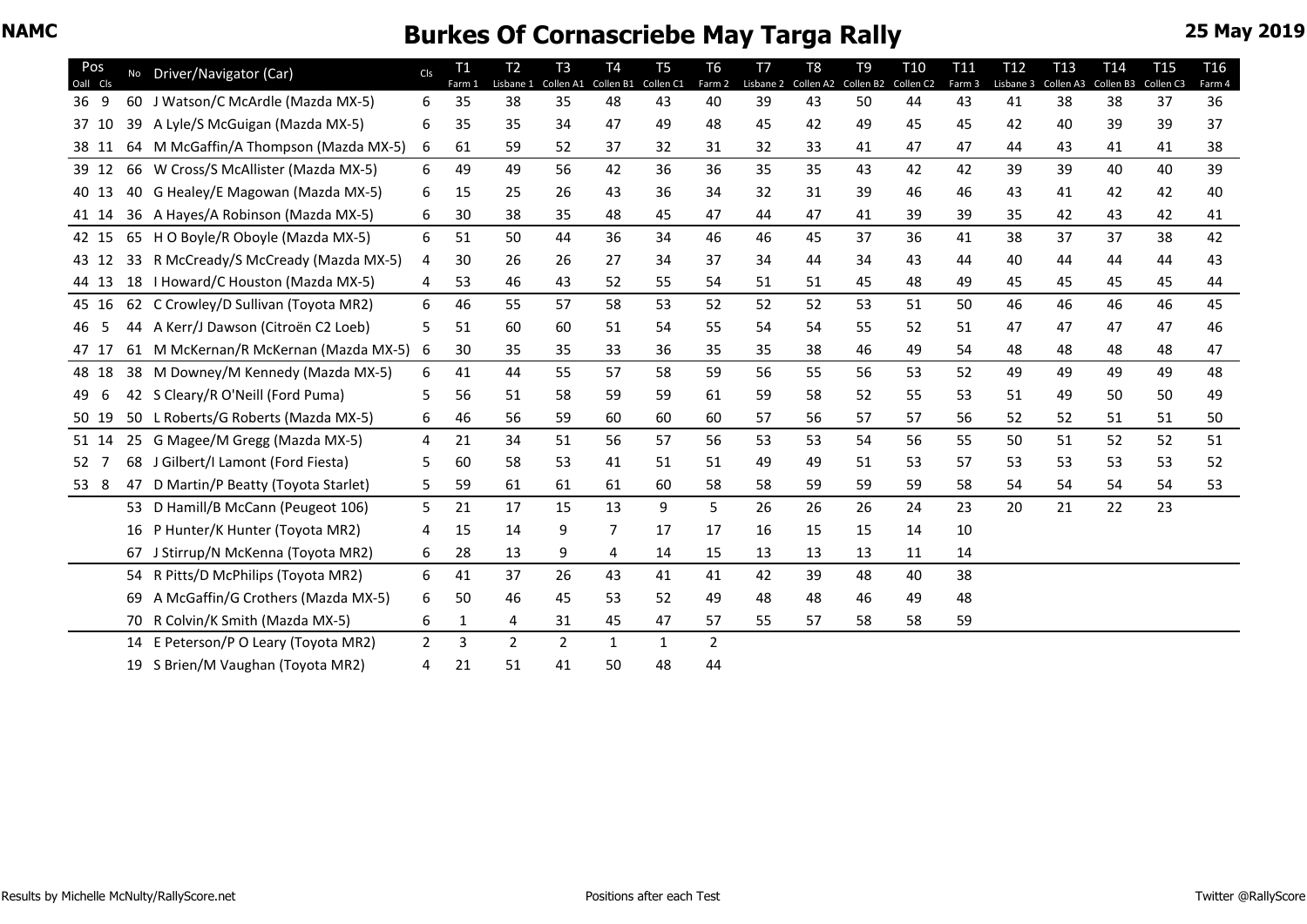NAMC

# Burkes Of Cornascriebe May Targa Rally

**25 May 2019**

| Pos Oall | Pos Cls | No | Driver/Navigator (Car) | Cls | T1 Farm 1 | T2 Lisbane 1 | T3 Collen A1 | T4 Collen B1 | T5 Collen C1 | T6 Farm 2 | T7 Lisbane 2 | T8 Collen A2 | T9 Collen B2 | T10 Collen C2 | T11 Farm 3 | T12 Lisbane 3 | T13 Collen A3 | T14 Collen B3 | T15 Collen C3 | T16 Farm 4 |
|---|---|---|---|---|---|---|---|---|---|---|---|---|---|---|---|---|---|---|---|---|
| 36 | 9 | 60 | J Watson/C McArdle (Mazda MX-5) | 6 | 35 | 38 | 35 | 48 | 43 | 40 | 39 | 43 | 50 | 44 | 43 | 41 | 38 | 38 | 37 | 36 |
| 37 | 10 | 39 | A Lyle/S McGuigan (Mazda MX-5) | 6 | 35 | 35 | 34 | 47 | 49 | 48 | 45 | 42 | 49 | 45 | 45 | 42 | 40 | 39 | 39 | 37 |
| 38 | 11 | 64 | M McGaffin/A Thompson (Mazda MX-5) | 6 | 61 | 59 | 52 | 37 | 32 | 31 | 32 | 33 | 41 | 47 | 47 | 44 | 43 | 41 | 41 | 38 |
| 39 | 12 | 66 | W Cross/S McAllister (Mazda MX-5) | 6 | 49 | 49 | 56 | 42 | 36 | 36 | 35 | 35 | 43 | 42 | 42 | 39 | 39 | 40 | 40 | 39 |
| 40 | 13 | 40 | G Healey/E Magowan (Mazda MX-5) | 6 | 15 | 25 | 26 | 43 | 36 | 34 | 32 | 31 | 39 | 46 | 46 | 43 | 41 | 42 | 42 | 40 |
| 41 | 14 | 36 | A Hayes/A Robinson (Mazda MX-5) | 6 | 30 | 38 | 35 | 48 | 45 | 47 | 44 | 47 | 41 | 39 | 39 | 35 | 42 | 43 | 42 | 41 |
| 42 | 15 | 65 | H O Boyle/R Oboyle (Mazda MX-5) | 6 | 51 | 50 | 44 | 36 | 34 | 46 | 46 | 45 | 37 | 36 | 41 | 38 | 37 | 37 | 38 | 42 |
| 43 | 12 | 33 | R McCready/S McCready (Mazda MX-5) | 4 | 30 | 26 | 26 | 27 | 34 | 37 | 34 | 44 | 34 | 43 | 44 | 40 | 44 | 44 | 44 | 43 |
| 44 | 13 | 18 | I Howard/C Houston (Mazda MX-5) | 4 | 53 | 46 | 43 | 52 | 55 | 54 | 51 | 51 | 45 | 48 | 49 | 45 | 45 | 45 | 45 | 44 |
| 45 | 16 | 62 | C Crowley/D Sullivan (Toyota MR2) | 6 | 46 | 55 | 57 | 58 | 53 | 52 | 52 | 52 | 53 | 51 | 50 | 46 | 46 | 46 | 46 | 45 |
| 46 | 5 | 44 | A Kerr/J Dawson (Citroën C2 Loeb) | 5 | 51 | 60 | 60 | 51 | 54 | 55 | 54 | 54 | 55 | 52 | 51 | 47 | 47 | 47 | 47 | 46 |
| 47 | 17 | 61 | M McKernan/R McKernan (Mazda MX-5) | 6 | 30 | 35 | 35 | 33 | 36 | 35 | 35 | 38 | 46 | 49 | 54 | 48 | 48 | 48 | 48 | 47 |
| 48 | 18 | 38 | M Downey/M Kennedy (Mazda MX-5) | 6 | 41 | 44 | 55 | 57 | 58 | 59 | 56 | 55 | 56 | 53 | 52 | 49 | 49 | 49 | 49 | 48 |
| 49 | 6 | 42 | S Cleary/R O'Neill (Ford Puma) | 5 | 56 | 51 | 58 | 59 | 59 | 61 | 59 | 58 | 52 | 55 | 53 | 51 | 49 | 50 | 50 | 49 |
| 50 | 19 | 50 | L Roberts/G Roberts (Mazda MX-5) | 6 | 46 | 56 | 59 | 60 | 60 | 60 | 57 | 56 | 57 | 57 | 56 | 52 | 52 | 51 | 51 | 50 |
| 51 | 14 | 25 | G Magee/M Gregg (Mazda MX-5) | 4 | 21 | 34 | 51 | 56 | 57 | 56 | 53 | 53 | 54 | 56 | 55 | 50 | 51 | 52 | 52 | 51 |
| 52 | 7 | 68 | J Gilbert/I Lamont (Ford Fiesta) | 5 | 60 | 58 | 53 | 41 | 51 | 51 | 49 | 49 | 51 | 53 | 57 | 53 | 53 | 53 | 53 | 52 |
| 53 | 8 | 47 | D Martin/P Beatty (Toyota Starlet) | 5 | 59 | 61 | 61 | 61 | 60 | 58 | 58 | 59 | 59 | 59 | 58 | 54 | 54 | 54 | 54 | 53 |
| | | 53 | D Hamill/B McCann (Peugeot 106) | 5 | 21 | 17 | 15 | 13 | 9 | 5 | 26 | 26 | 26 | 24 | 23 | 20 | 21 | 22 | 23 | |
| | | 16 | P Hunter/K Hunter (Toyota MR2) | 4 | 15 | 14 | 9 | 7 | 17 | 17 | 16 | 15 | 15 | 14 | 10 | | | | | |
| | | 67 | J Stirrup/N McKenna (Toyota MR2) | 6 | 28 | 13 | 9 | 4 | 14 | 15 | 13 | 13 | 13 | 11 | 14 | | | | | |
| | | 54 | R Pitts/D McPhilips (Toyota MR2) | 6 | 41 | 37 | 26 | 43 | 41 | 41 | 42 | 39 | 48 | 40 | 38 | | | | | |
| | | 69 | A McGaffin/G Crothers (Mazda MX-5) | 6 | 50 | 46 | 45 | 53 | 52 | 49 | 48 | 48 | 46 | 49 | 48 | | | | | |
| | | 70 | R Colvin/K Smith (Mazda MX-5) | 6 | 1 | 4 | 31 | 45 | 47 | 57 | 55 | 57 | 58 | 58 | 59 | | | | | |
| | | 14 | E Peterson/P O Leary (Toyota MR2) | 2 | 3 | 2 | 2 | 1 | 1 | 2 | | | | | | | | | | |
| | | 19 | S Brien/M Vaughan (Toyota MR2) | 4 | 21 | 51 | 41 | 50 | 48 | 44 | | | | | | | | | | |

Results by Michelle McNulty/RallyScore.net — Positions after each Test — Twitter @RallyScore